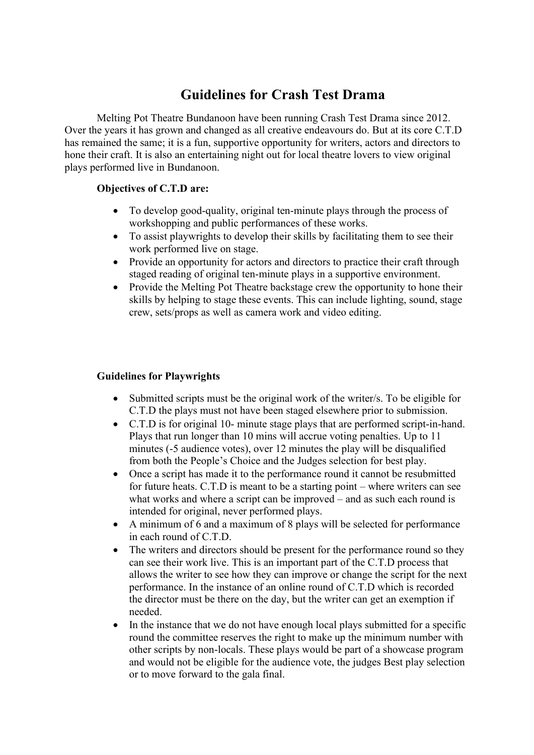# Guidelines for Crash Test Drama

Melting Pot Theatre Bundanoon have been running Crash Test Drama since 2012. Over the years it has grown and changed as all creative endeavours do. But at its core C.T.D has remained the same; it is a fun, supportive opportunity for writers, actors and directors to hone their craft. It is also an entertaining night out for local theatre lovers to view original plays performed live in Bundanoon.

**Objectives of C.T.D are:**

- To develop good-quality, original ten-minute plays through the process of workshopping and public performances of these works.
- To assist playwrights to develop their skills by facilitating them to see their work performed live on stage.
- Provide an opportunity for actors and directors to practice their craft through staged reading of original ten-minute plays in a supportive environment.
- Provide the Melting Pot Theatre backstage crew the opportunity to hone their skills by helping to stage these events. This can include lighting, sound, stage crew, sets/props as well as camera work and video editing.

**Guidelines for Playwrights**

- Submitted scripts must be the original work of the writer/s. To be eligible for C.T.D the plays must not have been staged elsewhere prior to submission.
- C.T.D is for original 10- minute stage plays that are performed script-in-hand. Plays that run longer than 10 mins will accrue voting penalties. Up to 11 minutes (-5 audience votes), over 12 minutes the play will be disqualified from both the People's Choice and the Judges selection for best play.
- Once a script has made it to the performance round it cannot be resubmitted for future heats. C.T.D is meant to be a starting point – where writers can see what works and where a script can be improved – and as such each round is intended for original, never performed plays.
- A minimum of 6 and a maximum of 8 plays will be selected for performance in each round of C.T.D.
- The writers and directors should be present for the performance round so they can see their work live. This is an important part of the C.T.D process that allows the writer to see how they can improve or change the script for the next performance. In the instance of an online round of C.T.D which is recorded the director must be there on the day, but the writer can get an exemption if needed.
- In the instance that we do not have enough local plays submitted for a specific round the committee reserves the right to make up the minimum number with other scripts by non-locals. These plays would be part of a showcase program and would not be eligible for the audience vote, the judges Best play selection or to move forward to the gala final.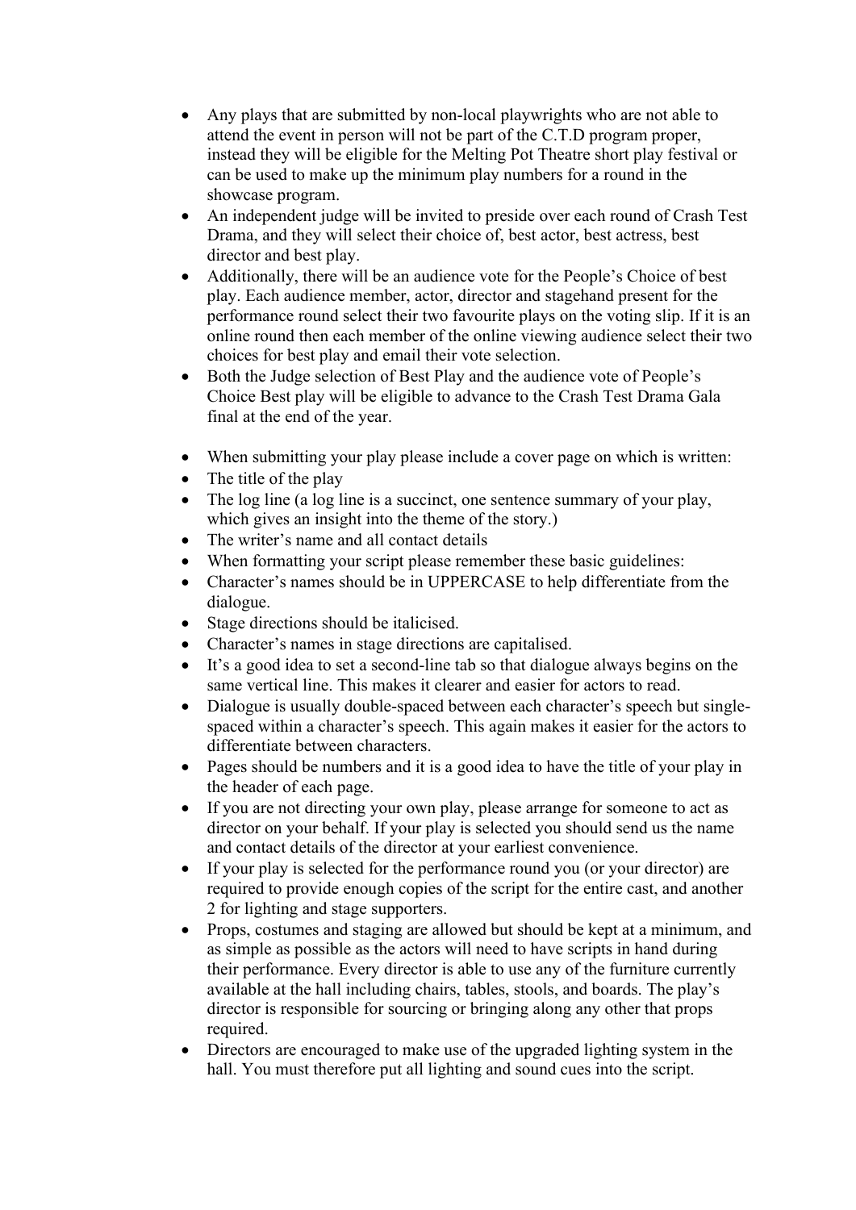- Any plays that are submitted by non-local playwrights who are not able to attend the event in person will not be part of the C.T.D program proper, instead they will be eligible for the Melting Pot Theatre short play festival or can be used to make up the minimum play numbers for a round in the showcase program.
- An independent judge will be invited to preside over each round of Crash Test Drama, and they will select their choice of, best actor, best actress, best director and best play.
- Additionally, there will be an audience vote for the People's Choice of best play. Each audience member, actor, director and stagehand present for the performance round select their two favourite plays on the voting slip. If it is an online round then each member of the online viewing audience select their two choices for best play and email their vote selection.
- Both the Judge selection of Best Play and the audience vote of People's Choice Best play will be eligible to advance to the Crash Test Drama Gala final at the end of the year.

- When submitting your play please include a cover page on which is written:
- The title of the play
- The log line (a log line is a succinct, one sentence summary of your play, which gives an insight into the theme of the story.)
- The writer's name and all contact details
- When formatting your script please remember these basic guidelines:
- Character's names should be in UPPERCASE to help differentiate from the dialogue.
- Stage directions should be italicised.
- Character's names in stage directions are capitalised.
- It's a good idea to set a second-line tab so that dialogue always begins on the same vertical line. This makes it clearer and easier for actors to read.
- Dialogue is usually double-spaced between each character's speech but single-spaced within a character's speech. This again makes it easier for the actors to differentiate between characters.
- Pages should be numbers and it is a good idea to have the title of your play in the header of each page.
- If you are not directing your own play, please arrange for someone to act as director on your behalf. If your play is selected you should send us the name and contact details of the director at your earliest convenience.
- If your play is selected for the performance round you (or your director) are required to provide enough copies of the script for the entire cast, and another 2 for lighting and stage supporters.
- Props, costumes and staging are allowed but should be kept at a minimum, and as simple as possible as the actors will need to have scripts in hand during their performance. Every director is able to use any of the furniture currently available at the hall including chairs, tables, stools, and boards. The play's director is responsible for sourcing or bringing along any other that props required.
- Directors are encouraged to make use of the upgraded lighting system in the hall. You must therefore put all lighting and sound cues into the script.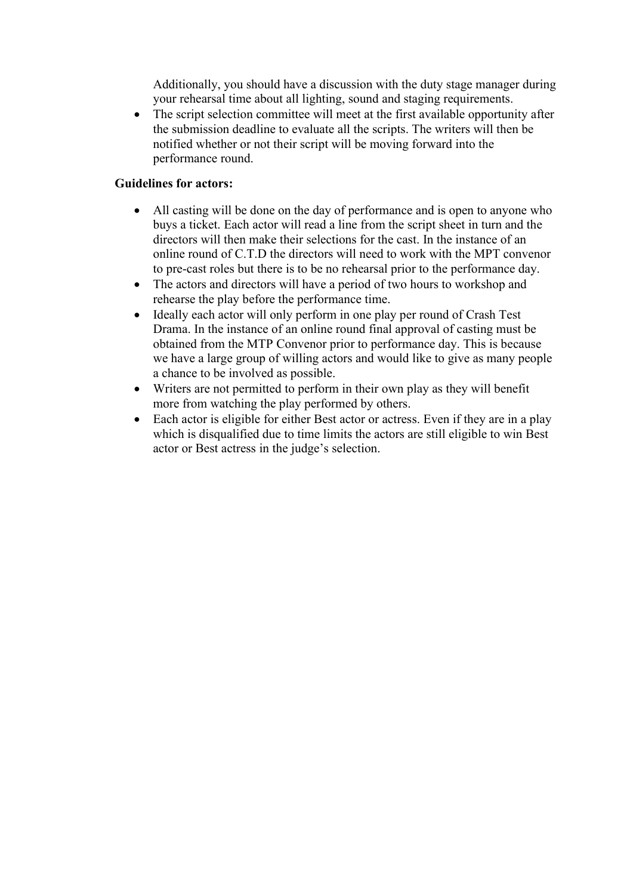Additionally, you should have a discussion with the duty stage manager during your rehearsal time about all lighting, sound and staging requirements.

- The script selection committee will meet at the first available opportunity after the submission deadline to evaluate all the scripts. The writers will then be notified whether or not their script will be moving forward into the performance round.

**Guidelines for actors:**

- All casting will be done on the day of performance and is open to anyone who buys a ticket. Each actor will read a line from the script sheet in turn and the directors will then make their selections for the cast. In the instance of an online round of C.T.D the directors will need to work with the MPT convenor to pre-cast roles but there is to be no rehearsal prior to the performance day.
- The actors and directors will have a period of two hours to workshop and rehearse the play before the performance time.
- Ideally each actor will only perform in one play per round of Crash Test Drama. In the instance of an online round final approval of casting must be obtained from the MTP Convenor prior to performance day. This is because we have a large group of willing actors and would like to give as many people a chance to be involved as possible.
- Writers are not permitted to perform in their own play as they will benefit more from watching the play performed by others.
- Each actor is eligible for either Best actor or actress. Even if they are in a play which is disqualified due to time limits the actors are still eligible to win Best actor or Best actress in the judge's selection.